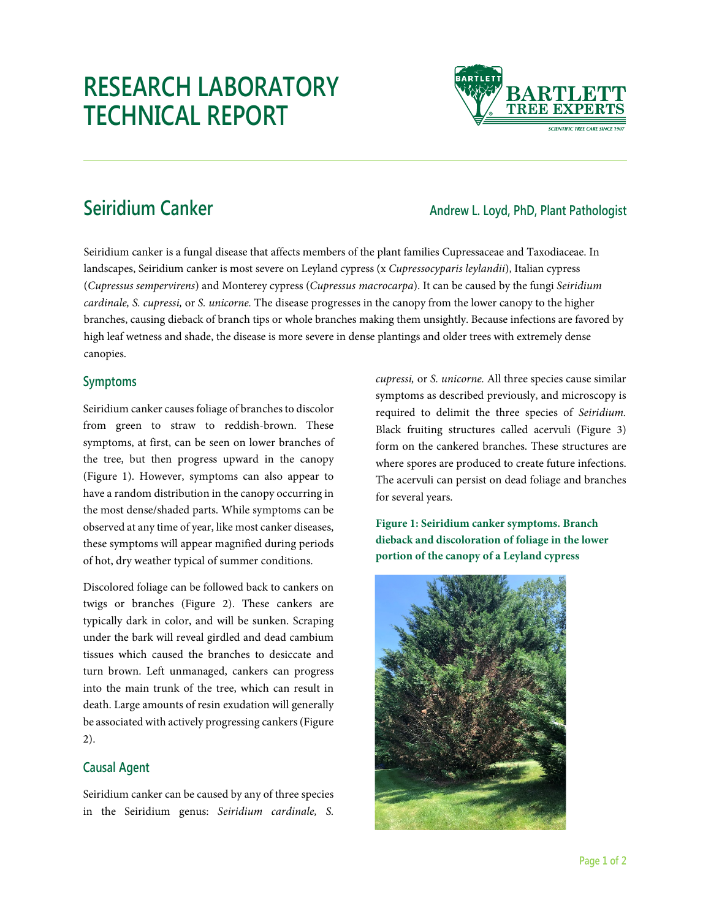# RESEARCH LABORATORY TECHNICAL REPORT

## Seiridium Canker

**Andrew L. Loyd, PhD, Plant Pathologist**

Seiridium canker is a fungal disease that affects members of the plant families Cupressaceae and Taxodiaceae. In landscapes, Seiridium canker is most severe on Leyland cypress (x *Cupressocyparis leylandii*), Italian cypress (*Cupressus sempervirens*) and Monterey cypress (*Cupressus macrocarpa*). It can be caused by the fungi *Seiridium cardinale, S. cupressi,* or *S. unicorne.* The disease progresses in the canopy from the lower canopy to the higher branches, causing dieback of branch tips or whole branches making them unsightly. Because infections are favored by high leaf wetness and shade, the disease is more severe in dense plantings and older trees with extremely dense canopies.

### Symptoms

Seiridium canker causes foliage of branches to discolor from green to straw to reddish-brown. These symptoms, at first, can be seen on lower branches of the tree, but then progress upward in the canopy (Figure 1). However, symptoms can also appear to have a random distribution in the canopy occurring in the most dense/shaded parts. While symptoms can be observed at any time of year, like most canker diseases, these symptoms will appear magnified during periods of hot, dry weather typical of summer conditions.

Discolored foliage can be followed back to cankers on twigs or branches (Figure 2). These cankers are typically dark in color, and will be sunken. Scraping under the bark will reveal girdled and dead cambium tissues which caused the branches to desiccate and turn brown. Left unmanaged, cankers can progress into the main trunk of the tree, which can result in death. Large amounts of resin exudation will generally be associated with actively progressing cankers (Figure 2).

### Causal Agent

Seiridium canker can be caused by any of three species in the Seiridium genus: *Seiridium cardinale, S. cupressi,* or *S. unicorne.* All three species cause similar symptoms as described previously, and microscopy is required to delimit the three species of *Seiridium.* Black fruiting structures called acervuli (Figure 3) form on the cankered branches. These structures are where spores are produced to create future infections. The acervuli can persist on dead foliage and branches for several years.

**Figure 1: Seiridium canker symptoms. Branch dieback and discoloration of foliage in the lower portion of the canopy of a Leyland cypress**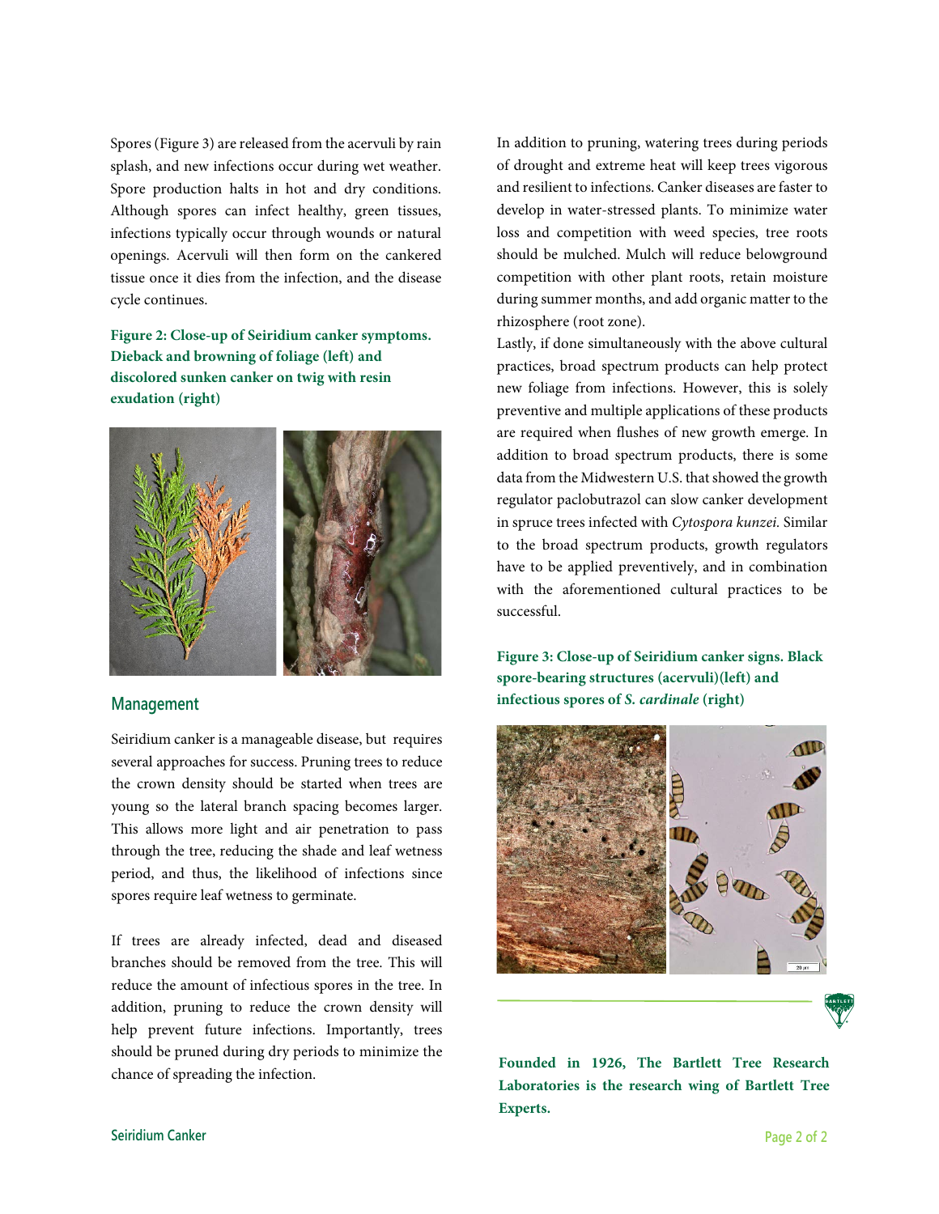Spores (Figure 3) are released from the acervuli by rain splash, and new infections occur during wet weather. Spore production halts in hot and dry conditions. Although spores can infect healthy, green tissues, infections typically occur through wounds or natural openings. Acervuli will then form on the cankered tissue once it dies from the infection, and the disease cycle continues.

**Figure 2: Close-up of Seiridium canker symptoms. Dieback and browning of foliage (left) and discolored sunken canker on twig with resin exudation (right)**

## Management

Seiridium canker is a manageable disease, but requires several approaches for success. Pruning trees to reduce the crown density should be started when trees are young so the lateral branch spacing becomes larger. This allows more light and air penetration to pass through the tree, reducing the shade and leaf wetness period, and thus, the likelihood of infections since spores require leaf wetness to germinate.

If trees are already infected, dead and diseased branches should be removed from the tree. This will reduce the amount of infectious spores in the tree. In addition, pruning to reduce the crown density will help prevent future infections. Importantly, trees should be pruned during dry periods to minimize the chance of spreading the infection.

In addition to pruning, watering trees during periods of drought and extreme heat will keep trees vigorous and resilient to infections. Canker diseases are faster to develop in water-stressed plants. To minimize water loss and competition with weed species, tree roots should be mulched. Mulch will reduce belowground competition with other plant roots, retain moisture during summer months, and add organic matter to the rhizosphere (root zone).

Lastly, if done simultaneously with the above cultural practices, broad spectrum products can help protect new foliage from infections. However, this is solely preventive and multiple applications of these products are required when flushes of new growth emerge. In addition to broad spectrum products, there is some data from the Midwestern U.S. that showed the growth regulator paclobutrazol can slow canker development in spruce trees infected with *Cytospora kunzei*. Similar to the broad spectrum products, growth regulators have to be applied preventively, and in combination with the aforementioned cultural practices to be successful.

**Figure 3: Close-up of Seiridium canker signs. Black spore-bearing structures (acervuli)(left) and infectious spores of *S. cardinale* (right)**

**Founded in 1926, The Bartlett Tree Research Laboratories is the research wing of Bartlett Tree Experts.**